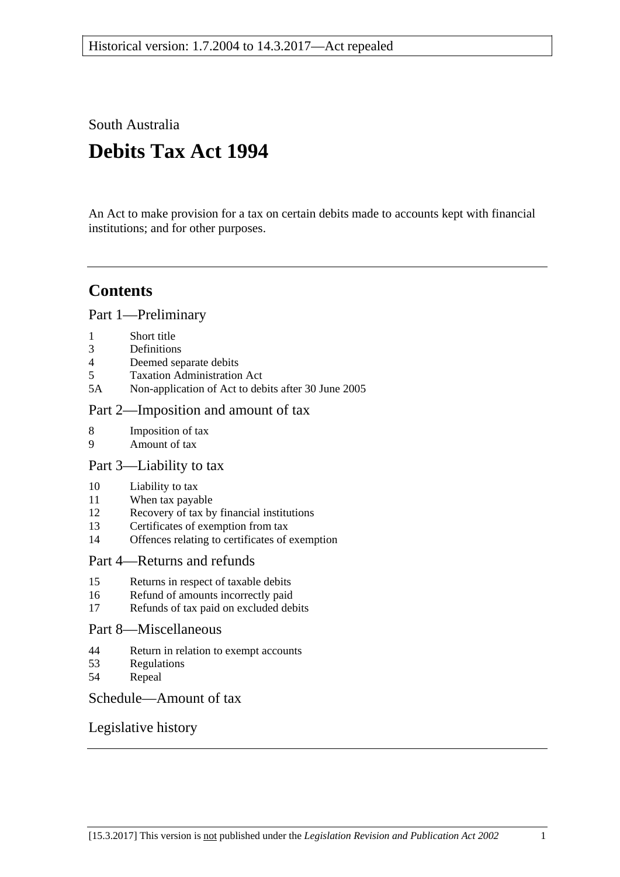Historical version: 1.7.2004 to 14.3.2017—Act repealed

South Australia

# Debits Tax Act 1994

An Act to make provision for a tax on certain debits made to accounts kept with financial institutions; and for other purposes.

## Contents

Part 1—Preliminary

1 Short title
3 Definitions
4 Deemed separate debits
5 Taxation Administration Act
5A Non-application of Act to debits after 30 June 2005

Part 2—Imposition and amount of tax

8 Imposition of tax
9 Amount of tax

Part 3—Liability to tax

10 Liability to tax
11 When tax payable
12 Recovery of tax by financial institutions
13 Certificates of exemption from tax
14 Offences relating to certificates of exemption

Part 4—Returns and refunds

15 Returns in respect of taxable debits
16 Refund of amounts incorrectly paid
17 Refunds of tax paid on excluded debits

Part 8—Miscellaneous

44 Return in relation to exempt accounts
53 Regulations
54 Repeal

Schedule—Amount of tax

Legislative history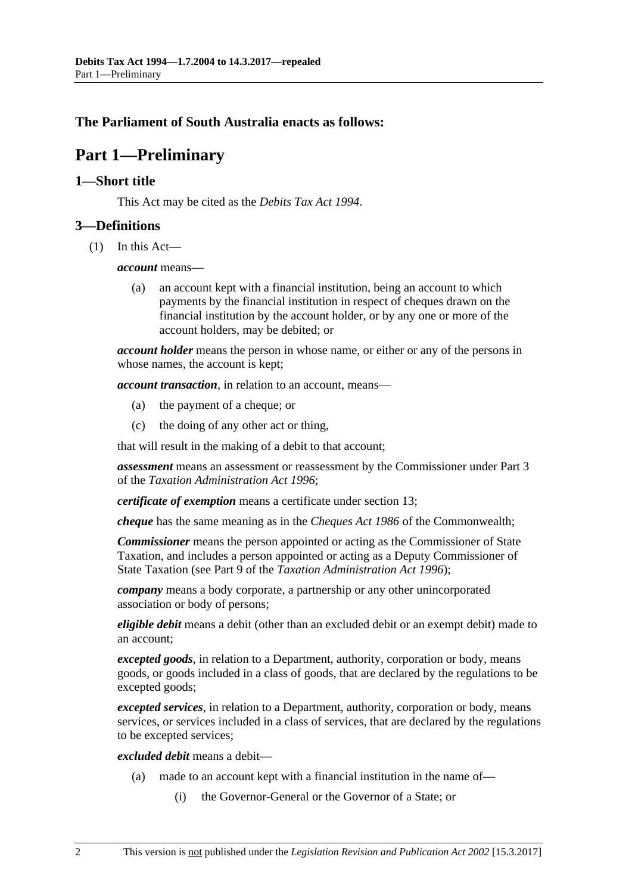**The Parliament of South Australia enacts as follows:**

# Part 1—Preliminary

## 1—Short title

This Act may be cited as the *Debits Tax Act 1994*.

## 3—Definitions

(1) In this Act—

***account*** means—

(a) an account kept with a financial institution, being an account to which payments by the financial institution in respect of cheques drawn on the financial institution by the account holder, or by any one or more of the account holders, may be debited; or

***account holder*** means the person in whose name, or either or any of the persons in whose names, the account is kept;

***account transaction***, in relation to an account, means—

(a) the payment of a cheque; or

(c) the doing of any other act or thing,

that will result in the making of a debit to that account;

***assessment*** means an assessment or reassessment by the Commissioner under Part 3 of the *Taxation Administration Act 1996*;

***certificate of exemption*** means a certificate under section 13;

***cheque*** has the same meaning as in the *Cheques Act 1986* of the Commonwealth;

***Commissioner*** means the person appointed or acting as the Commissioner of State Taxation, and includes a person appointed or acting as a Deputy Commissioner of State Taxation (see Part 9 of the *Taxation Administration Act 1996*);

***company*** means a body corporate, a partnership or any other unincorporated association or body of persons;

***eligible debit*** means a debit (other than an excluded debit or an exempt debit) made to an account;

***excepted goods***, in relation to a Department, authority, corporation or body, means goods, or goods included in a class of goods, that are declared by the regulations to be excepted goods;

***excepted services***, in relation to a Department, authority, corporation or body, means services, or services included in a class of services, that are declared by the regulations to be excepted services;

***excluded debit*** means a debit—

(a) made to an account kept with a financial institution in the name of—

(i) the Governor-General or the Governor of a State; or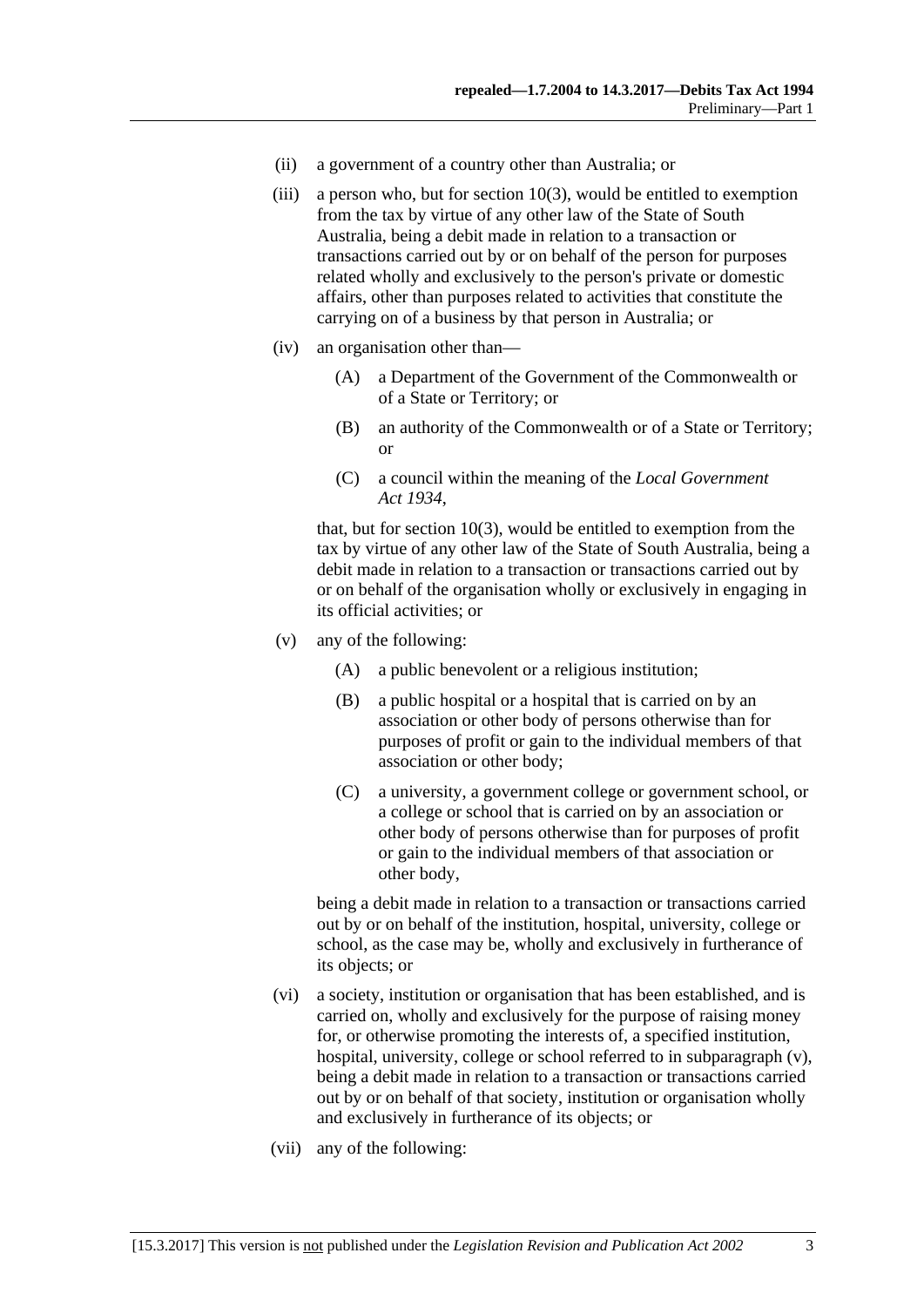(ii) a government of a country other than Australia; or

(iii) a person who, but for section 10(3), would be entitled to exemption from the tax by virtue of any other law of the State of South Australia, being a debit made in relation to a transaction or transactions carried out by or on behalf of the person for purposes related wholly and exclusively to the person's private or domestic affairs, other than purposes related to activities that constitute the carrying on of a business by that person in Australia; or

(iv) an organisation other than—

  (A) a Department of the Government of the Commonwealth or of a State or Territory; or

  (B) an authority of the Commonwealth or of a State or Territory; or

  (C) a council within the meaning of the *Local Government Act 1934*,

that, but for section 10(3), would be entitled to exemption from the tax by virtue of any other law of the State of South Australia, being a debit made in relation to a transaction or transactions carried out by or on behalf of the organisation wholly or exclusively in engaging in its official activities; or

(v) any of the following:

  (A) a public benevolent or a religious institution;

  (B) a public hospital or a hospital that is carried on by an association or other body of persons otherwise than for purposes of profit or gain to the individual members of that association or other body;

  (C) a university, a government college or government school, or a college or school that is carried on by an association or other body of persons otherwise than for purposes of profit or gain to the individual members of that association or other body,

being a debit made in relation to a transaction or transactions carried out by or on behalf of the institution, hospital, university, college or school, as the case may be, wholly and exclusively in furtherance of its objects; or

(vi) a society, institution or organisation that has been established, and is carried on, wholly and exclusively for the purpose of raising money for, or otherwise promoting the interests of, a specified institution, hospital, university, college or school referred to in subparagraph (v), being a debit made in relation to a transaction or transactions carried out by or on behalf of that society, institution or organisation wholly and exclusively in furtherance of its objects; or

(vii) any of the following: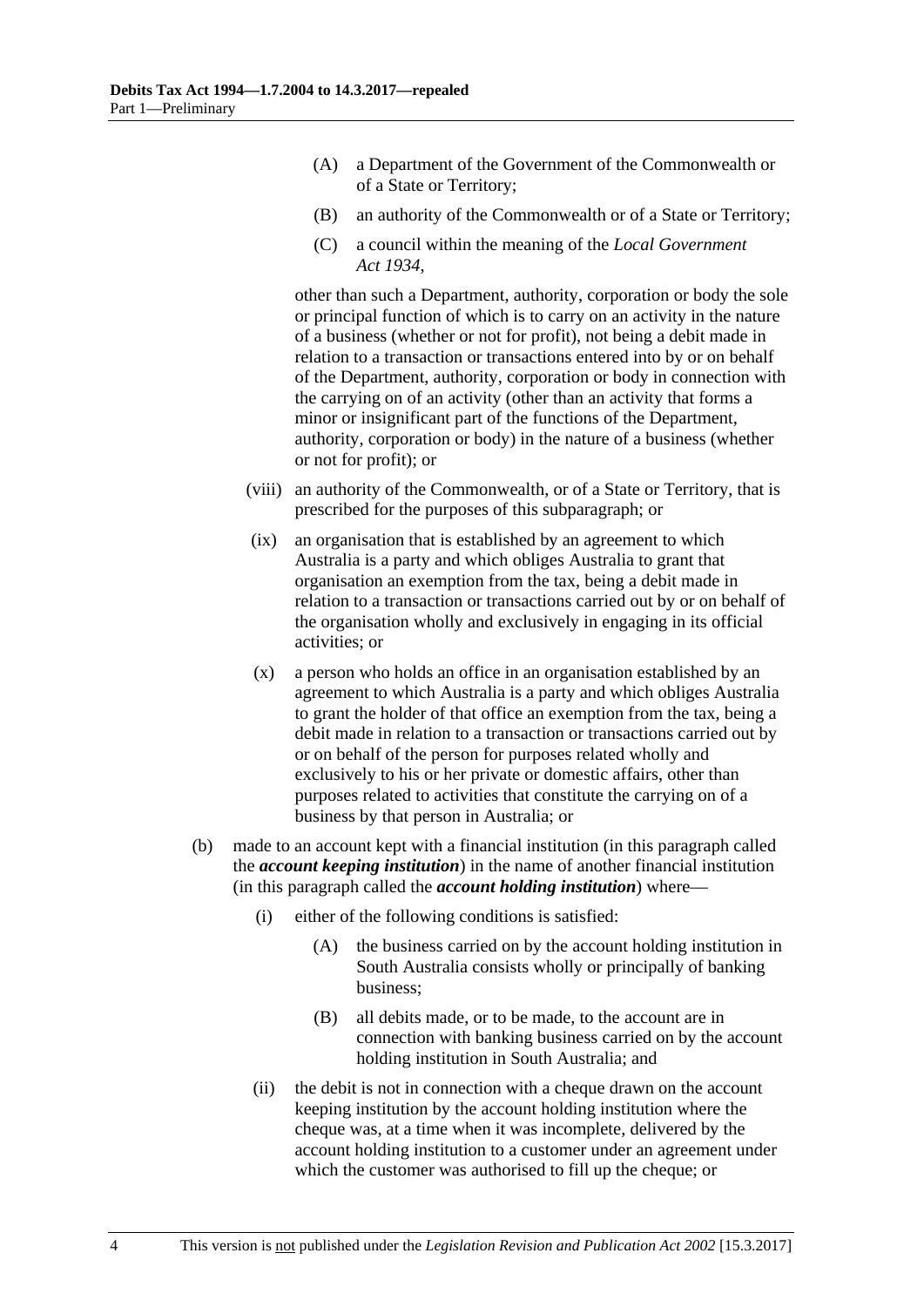(A) a Department of the Government of the Commonwealth or of a State or Territory;

(B) an authority of the Commonwealth or of a State or Territory;

(C) a council within the meaning of the *Local Government Act 1934*,

other than such a Department, authority, corporation or body the sole or principal function of which is to carry on an activity in the nature of a business (whether or not for profit), not being a debit made in relation to a transaction or transactions entered into by or on behalf of the Department, authority, corporation or body in connection with the carrying on of an activity (other than an activity that forms a minor or insignificant part of the functions of the Department, authority, corporation or body) in the nature of a business (whether or not for profit); or

(viii) an authority of the Commonwealth, or of a State or Territory, that is prescribed for the purposes of this subparagraph; or

(ix) an organisation that is established by an agreement to which Australia is a party and which obliges Australia to grant that organisation an exemption from the tax, being a debit made in relation to a transaction or transactions carried out by or on behalf of the organisation wholly and exclusively in engaging in its official activities; or

(x) a person who holds an office in an organisation established by an agreement to which Australia is a party and which obliges Australia to grant the holder of that office an exemption from the tax, being a debit made in relation to a transaction or transactions carried out by or on behalf of the person for purposes related wholly and exclusively to his or her private or domestic affairs, other than purposes related to activities that constitute the carrying on of a business by that person in Australia; or

(b) made to an account kept with a financial institution (in this paragraph called the ***account keeping institution***) in the name of another financial institution (in this paragraph called the ***account holding institution***) where—

(i) either of the following conditions is satisfied:

(A) the business carried on by the account holding institution in South Australia consists wholly or principally of banking business;

(B) all debits made, or to be made, to the account are in connection with banking business carried on by the account holding institution in South Australia; and

(ii) the debit is not in connection with a cheque drawn on the account keeping institution by the account holding institution where the cheque was, at a time when it was incomplete, delivered by the account holding institution to a customer under an agreement under which the customer was authorised to fill up the cheque; or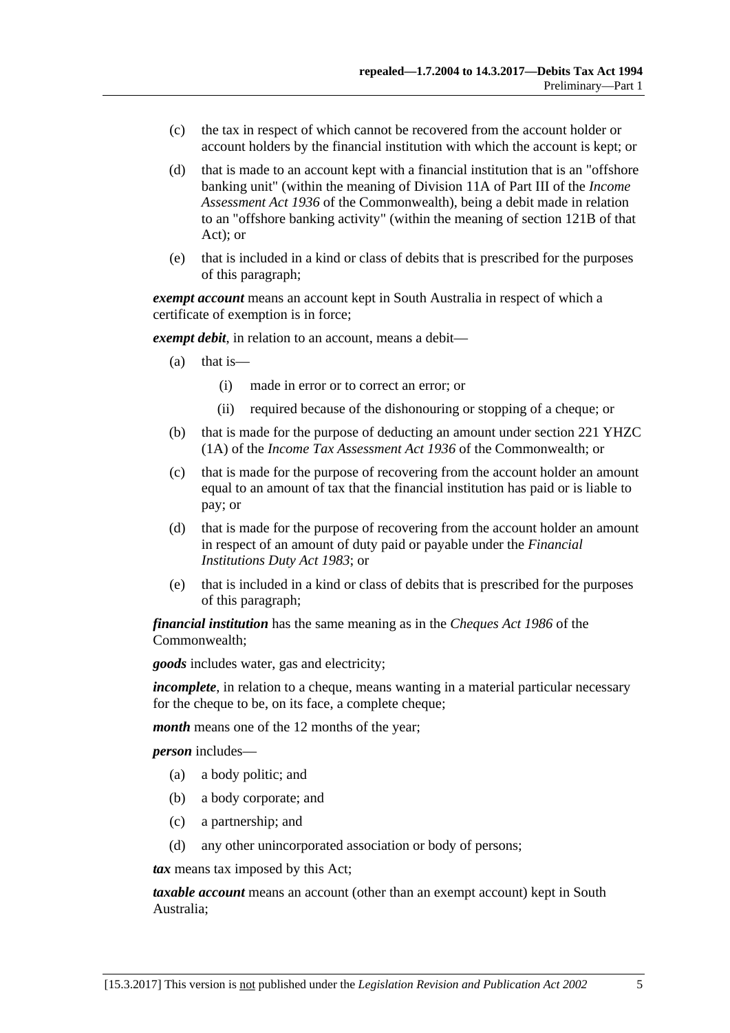(c) the tax in respect of which cannot be recovered from the account holder or account holders by the financial institution with which the account is kept; or

(d) that is made to an account kept with a financial institution that is an "offshore banking unit" (within the meaning of Division 11A of Part III of the *Income Assessment Act 1936* of the Commonwealth), being a debit made in relation to an "offshore banking activity" (within the meaning of section 121B of that Act); or

(e) that is included in a kind or class of debits that is prescribed for the purposes of this paragraph;

***exempt account*** means an account kept in South Australia in respect of which a certificate of exemption is in force;

***exempt debit***, in relation to an account, means a debit—

(a) that is—

(i) made in error or to correct an error; or

(ii) required because of the dishonouring or stopping of a cheque; or

(b) that is made for the purpose of deducting an amount under section 221 YHZC (1A) of the *Income Tax Assessment Act 1936* of the Commonwealth; or

(c) that is made for the purpose of recovering from the account holder an amount equal to an amount of tax that the financial institution has paid or is liable to pay; or

(d) that is made for the purpose of recovering from the account holder an amount in respect of an amount of duty paid or payable under the *Financial Institutions Duty Act 1983*; or

(e) that is included in a kind or class of debits that is prescribed for the purposes of this paragraph;

***financial institution*** has the same meaning as in the *Cheques Act 1986* of the Commonwealth;

***goods*** includes water, gas and electricity;

***incomplete***, in relation to a cheque, means wanting in a material particular necessary for the cheque to be, on its face, a complete cheque;

***month*** means one of the 12 months of the year;

***person*** includes—

(a) a body politic; and

(b) a body corporate; and

(c) a partnership; and

(d) any other unincorporated association or body of persons;

***tax*** means tax imposed by this Act;

***taxable account*** means an account (other than an exempt account) kept in South Australia;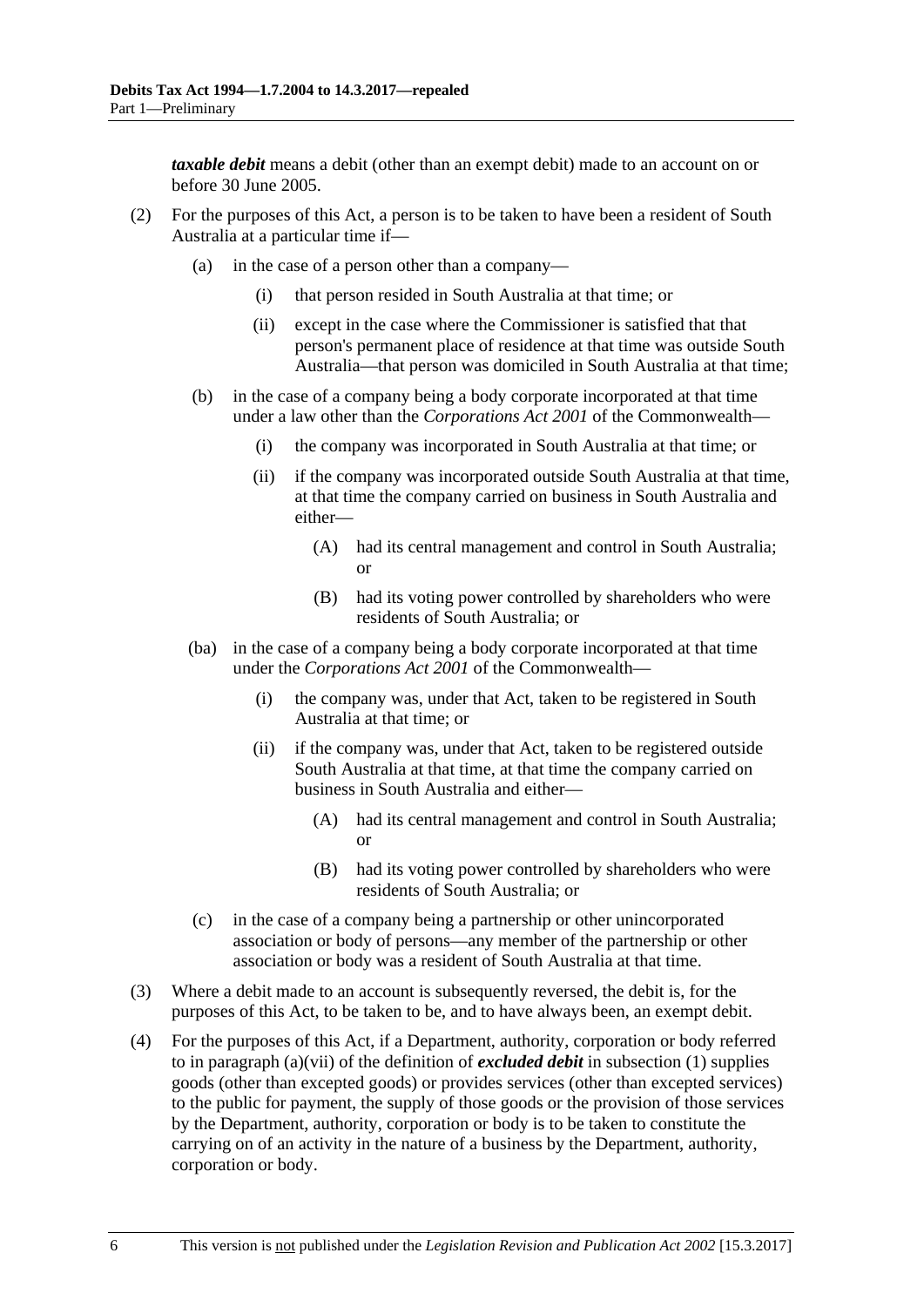***taxable debit*** means a debit (other than an exempt debit) made to an account on or before 30 June 2005.

(2) For the purposes of this Act, a person is to be taken to have been a resident of South Australia at a particular time if—

(a) in the case of a person other than a company—

(i) that person resided in South Australia at that time; or

(ii) except in the case where the Commissioner is satisfied that that person's permanent place of residence at that time was outside South Australia—that person was domiciled in South Australia at that time;

(b) in the case of a company being a body corporate incorporated at that time under a law other than the *Corporations Act 2001* of the Commonwealth—

(i) the company was incorporated in South Australia at that time; or

(ii) if the company was incorporated outside South Australia at that time, at that time the company carried on business in South Australia and either—

(A) had its central management and control in South Australia; or

(B) had its voting power controlled by shareholders who were residents of South Australia; or

(ba) in the case of a company being a body corporate incorporated at that time under the *Corporations Act 2001* of the Commonwealth—

(i) the company was, under that Act, taken to be registered in South Australia at that time; or

(ii) if the company was, under that Act, taken to be registered outside South Australia at that time, at that time the company carried on business in South Australia and either—

(A) had its central management and control in South Australia; or

(B) had its voting power controlled by shareholders who were residents of South Australia; or

(c) in the case of a company being a partnership or other unincorporated association or body of persons—any member of the partnership or other association or body was a resident of South Australia at that time.

(3) Where a debit made to an account is subsequently reversed, the debit is, for the purposes of this Act, to be taken to be, and to have always been, an exempt debit.

(4) For the purposes of this Act, if a Department, authority, corporation or body referred to in paragraph (a)(vii) of the definition of ***excluded debit*** in subsection (1) supplies goods (other than excepted goods) or provides services (other than excepted services) to the public for payment, the supply of those goods or the provision of those services by the Department, authority, corporation or body is to be taken to constitute the carrying on of an activity in the nature of a business by the Department, authority, corporation or body.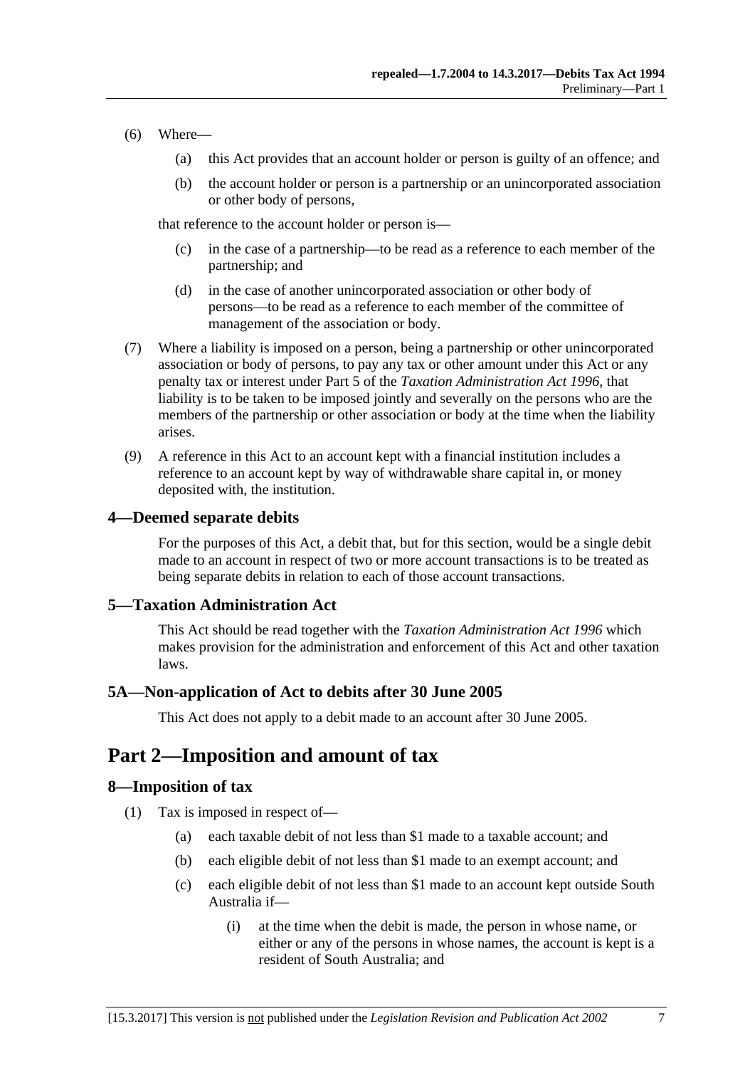(6) Where—

(a) this Act provides that an account holder or person is guilty of an offence; and

(b) the account holder or person is a partnership or an unincorporated association or other body of persons,

that reference to the account holder or person is—

(c) in the case of a partnership—to be read as a reference to each member of the partnership; and

(d) in the case of another unincorporated association or other body of persons—to be read as a reference to each member of the committee of management of the association or body.

(7) Where a liability is imposed on a person, being a partnership or other unincorporated association or body of persons, to pay any tax or other amount under this Act or any penalty tax or interest under Part 5 of the *Taxation Administration Act 1996*, that liability is to be taken to be imposed jointly and severally on the persons who are the members of the partnership or other association or body at the time when the liability arises.

(9) A reference in this Act to an account kept with a financial institution includes a reference to an account kept by way of withdrawable share capital in, or money deposited with, the institution.

### 4—Deemed separate debits

For the purposes of this Act, a debit that, but for this section, would be a single debit made to an account in respect of two or more account transactions is to be treated as being separate debits in relation to each of those account transactions.

### 5—Taxation Administration Act

This Act should be read together with the *Taxation Administration Act 1996* which makes provision for the administration and enforcement of this Act and other taxation laws.

### 5A—Non-application of Act to debits after 30 June 2005

This Act does not apply to a debit made to an account after 30 June 2005.

## Part 2—Imposition and amount of tax

### 8—Imposition of tax

(1) Tax is imposed in respect of—

(a) each taxable debit of not less than $1 made to a taxable account; and

(b) each eligible debit of not less than $1 made to an exempt account; and

(c) each eligible debit of not less than $1 made to an account kept outside South Australia if—

(i) at the time when the debit is made, the person in whose name, or either or any of the persons in whose names, the account is kept is a resident of South Australia; and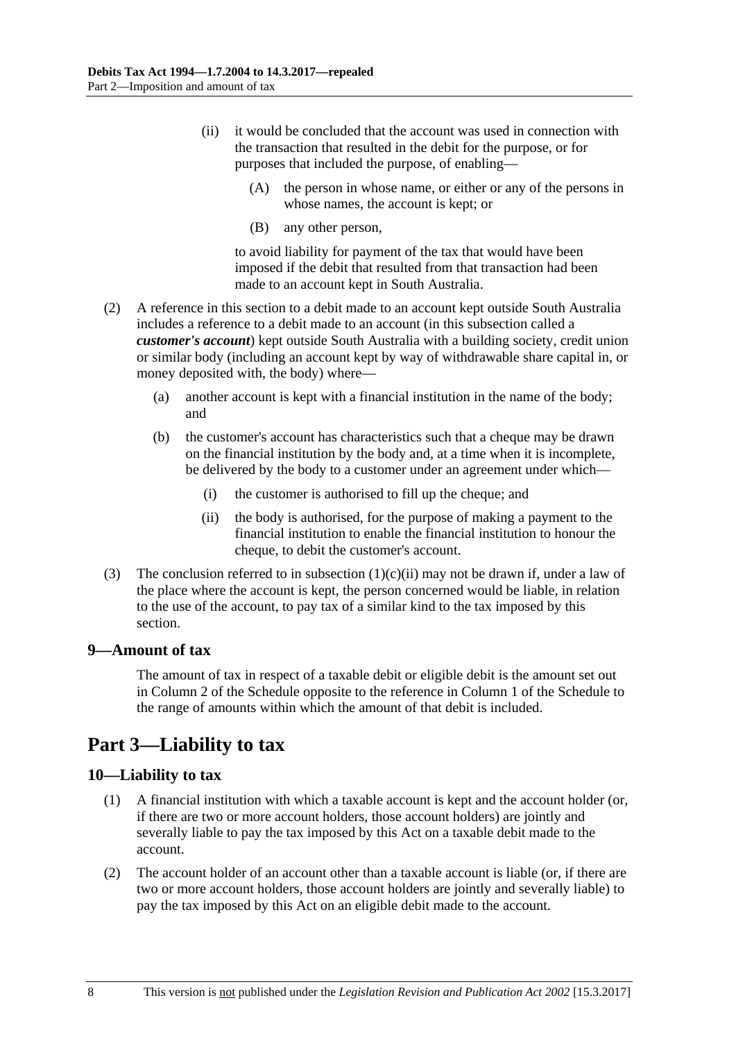(ii) it would be concluded that the account was used in connection with the transaction that resulted in the debit for the purpose, or for purposes that included the purpose, of enabling—

(A) the person in whose name, or either or any of the persons in whose names, the account is kept; or

(B) any other person,

to avoid liability for payment of the tax that would have been imposed if the debit that resulted from that transaction had been made to an account kept in South Australia.

(2) A reference in this section to a debit made to an account kept outside South Australia includes a reference to a debit made to an account (in this subsection called a ***customer's account***) kept outside South Australia with a building society, credit union or similar body (including an account kept by way of withdrawable share capital in, or money deposited with, the body) where—

(a) another account is kept with a financial institution in the name of the body; and

(b) the customer's account has characteristics such that a cheque may be drawn on the financial institution by the body and, at a time when it is incomplete, be delivered by the body to a customer under an agreement under which—

(i) the customer is authorised to fill up the cheque; and

(ii) the body is authorised, for the purpose of making a payment to the financial institution to enable the financial institution to honour the cheque, to debit the customer's account.

(3) The conclusion referred to in subsection (1)(c)(ii) may not be drawn if, under a law of the place where the account is kept, the person concerned would be liable, in relation to the use of the account, to pay tax of a similar kind to the tax imposed by this section.

### 9—Amount of tax

The amount of tax in respect of a taxable debit or eligible debit is the amount set out in Column 2 of the Schedule opposite to the reference in Column 1 of the Schedule to the range of amounts within which the amount of that debit is included.

## Part 3—Liability to tax

### 10—Liability to tax

(1) A financial institution with which a taxable account is kept and the account holder (or, if there are two or more account holders, those account holders) are jointly and severally liable to pay the tax imposed by this Act on a taxable debit made to the account.

(2) The account holder of an account other than a taxable account is liable (or, if there are two or more account holders, those account holders are jointly and severally liable) to pay the tax imposed by this Act on an eligible debit made to the account.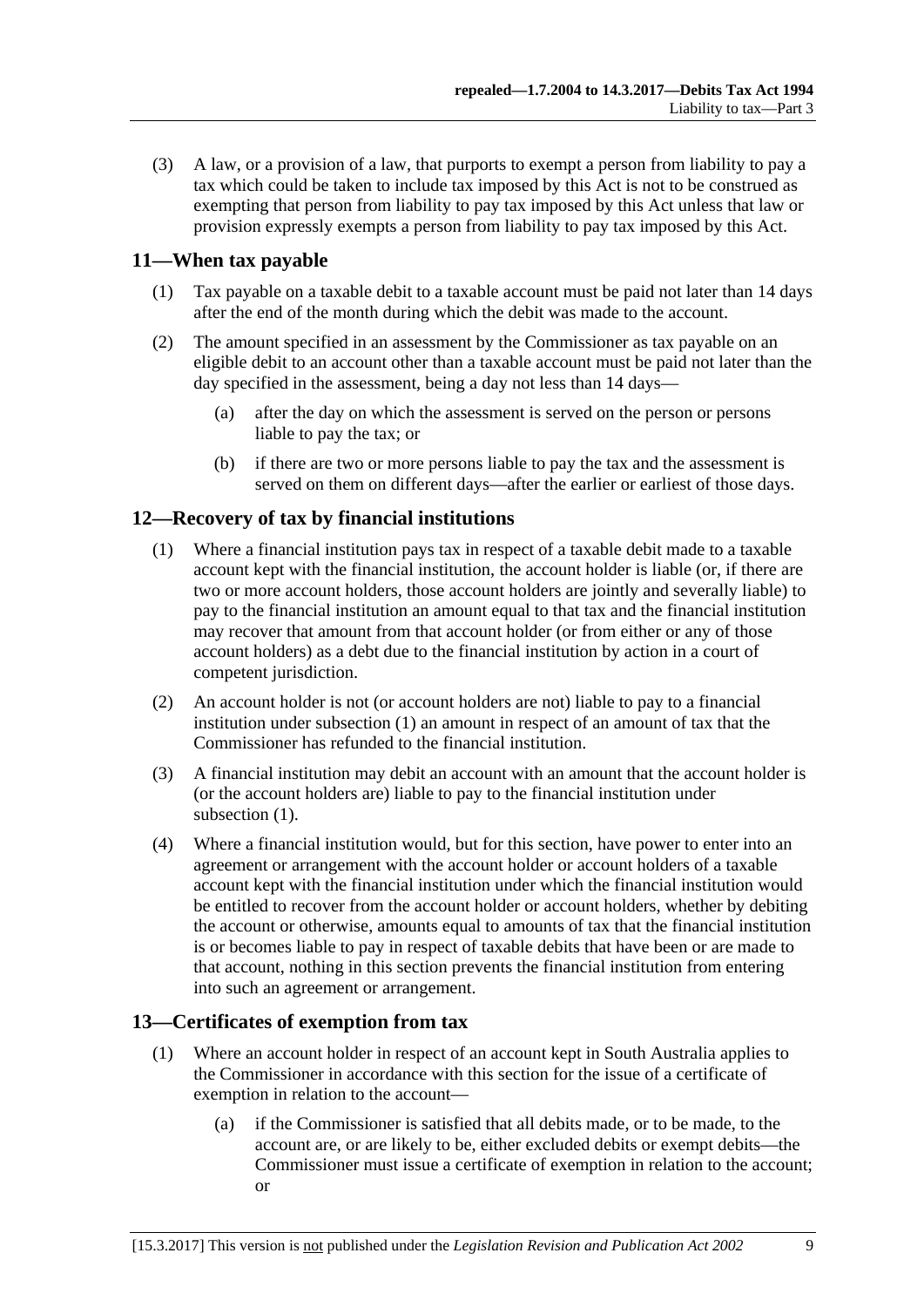(3) A law, or a provision of a law, that purports to exempt a person from liability to pay a tax which could be taken to include tax imposed by this Act is not to be construed as exempting that person from liability to pay tax imposed by this Act unless that law or provision expressly exempts a person from liability to pay tax imposed by this Act.

## 11—When tax payable

(1) Tax payable on a taxable debit to a taxable account must be paid not later than 14 days after the end of the month during which the debit was made to the account.

(2) The amount specified in an assessment by the Commissioner as tax payable on an eligible debit to an account other than a taxable account must be paid not later than the day specified in the assessment, being a day not less than 14 days—

(a) after the day on which the assessment is served on the person or persons liable to pay the tax; or

(b) if there are two or more persons liable to pay the tax and the assessment is served on them on different days—after the earlier or earliest of those days.

## 12—Recovery of tax by financial institutions

(1) Where a financial institution pays tax in respect of a taxable debit made to a taxable account kept with the financial institution, the account holder is liable (or, if there are two or more account holders, those account holders are jointly and severally liable) to pay to the financial institution an amount equal to that tax and the financial institution may recover that amount from that account holder (or from either or any of those account holders) as a debt due to the financial institution by action in a court of competent jurisdiction.

(2) An account holder is not (or account holders are not) liable to pay to a financial institution under subsection (1) an amount in respect of an amount of tax that the Commissioner has refunded to the financial institution.

(3) A financial institution may debit an account with an amount that the account holder is (or the account holders are) liable to pay to the financial institution under subsection (1).

(4) Where a financial institution would, but for this section, have power to enter into an agreement or arrangement with the account holder or account holders of a taxable account kept with the financial institution under which the financial institution would be entitled to recover from the account holder or account holders, whether by debiting the account or otherwise, amounts equal to amounts of tax that the financial institution is or becomes liable to pay in respect of taxable debits that have been or are made to that account, nothing in this section prevents the financial institution from entering into such an agreement or arrangement.

## 13—Certificates of exemption from tax

(1) Where an account holder in respect of an account kept in South Australia applies to the Commissioner in accordance with this section for the issue of a certificate of exemption in relation to the account—

(a) if the Commissioner is satisfied that all debits made, or to be made, to the account are, or are likely to be, either excluded debits or exempt debits—the Commissioner must issue a certificate of exemption in relation to the account; or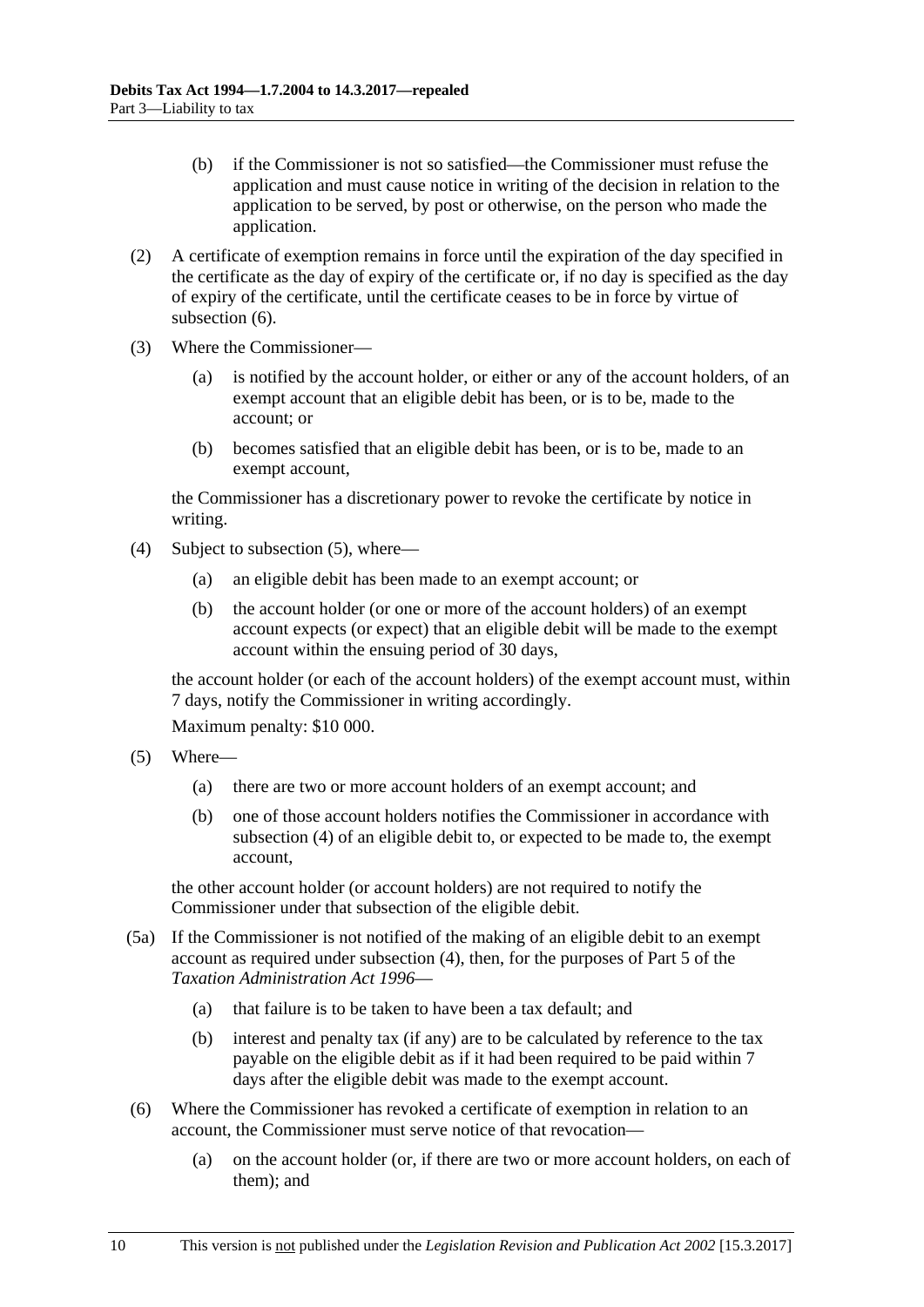(b) if the Commissioner is not so satisfied—the Commissioner must refuse the application and must cause notice in writing of the decision in relation to the application to be served, by post or otherwise, on the person who made the application.

(2) A certificate of exemption remains in force until the expiration of the day specified in the certificate as the day of expiry of the certificate or, if no day is specified as the day of expiry of the certificate, until the certificate ceases to be in force by virtue of subsection (6).

(3) Where the Commissioner—

(a) is notified by the account holder, or either or any of the account holders, of an exempt account that an eligible debit has been, or is to be, made to the account; or

(b) becomes satisfied that an eligible debit has been, or is to be, made to an exempt account,

the Commissioner has a discretionary power to revoke the certificate by notice in writing.

(4) Subject to subsection (5), where—

(a) an eligible debit has been made to an exempt account; or

(b) the account holder (or one or more of the account holders) of an exempt account expects (or expect) that an eligible debit will be made to the exempt account within the ensuing period of 30 days,

the account holder (or each of the account holders) of the exempt account must, within 7 days, notify the Commissioner in writing accordingly.

Maximum penalty: $10 000.

(5) Where—

(a) there are two or more account holders of an exempt account; and

(b) one of those account holders notifies the Commissioner in accordance with subsection (4) of an eligible debit to, or expected to be made to, the exempt account,

the other account holder (or account holders) are not required to notify the Commissioner under that subsection of the eligible debit.

(5a) If the Commissioner is not notified of the making of an eligible debit to an exempt account as required under subsection (4), then, for the purposes of Part 5 of the *Taxation Administration Act 1996*—

(a) that failure is to be taken to have been a tax default; and

(b) interest and penalty tax (if any) are to be calculated by reference to the tax payable on the eligible debit as if it had been required to be paid within 7 days after the eligible debit was made to the exempt account.

(6) Where the Commissioner has revoked a certificate of exemption in relation to an account, the Commissioner must serve notice of that revocation—

(a) on the account holder (or, if there are two or more account holders, on each of them); and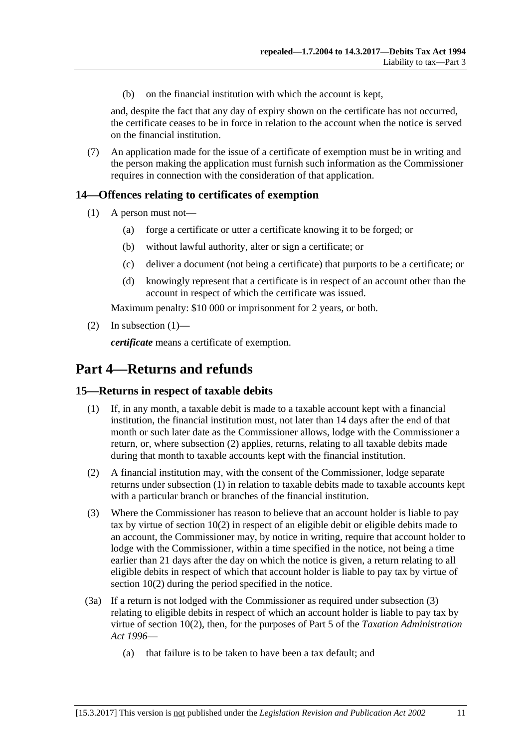(b) on the financial institution with which the account is kept,

and, despite the fact that any day of expiry shown on the certificate has not occurred, the certificate ceases to be in force in relation to the account when the notice is served on the financial institution.

(7) An application made for the issue of a certificate of exemption must be in writing and the person making the application must furnish such information as the Commissioner requires in connection with the consideration of that application.

### 14—Offences relating to certificates of exemption

(1) A person must not—

(a) forge a certificate or utter a certificate knowing it to be forged; or

(b) without lawful authority, alter or sign a certificate; or

(c) deliver a document (not being a certificate) that purports to be a certificate; or

(d) knowingly represent that a certificate is in respect of an account other than the account in respect of which the certificate was issued.

Maximum penalty: $10 000 or imprisonment for 2 years, or both.

(2) In subsection (1)—

***certificate*** means a certificate of exemption.

## Part 4—Returns and refunds

### 15—Returns in respect of taxable debits

(1) If, in any month, a taxable debit is made to a taxable account kept with a financial institution, the financial institution must, not later than 14 days after the end of that month or such later date as the Commissioner allows, lodge with the Commissioner a return, or, where subsection (2) applies, returns, relating to all taxable debits made during that month to taxable accounts kept with the financial institution.

(2) A financial institution may, with the consent of the Commissioner, lodge separate returns under subsection (1) in relation to taxable debits made to taxable accounts kept with a particular branch or branches of the financial institution.

(3) Where the Commissioner has reason to believe that an account holder is liable to pay tax by virtue of section 10(2) in respect of an eligible debit or eligible debits made to an account, the Commissioner may, by notice in writing, require that account holder to lodge with the Commissioner, within a time specified in the notice, not being a time earlier than 21 days after the day on which the notice is given, a return relating to all eligible debits in respect of which that account holder is liable to pay tax by virtue of section 10(2) during the period specified in the notice.

(3a) If a return is not lodged with the Commissioner as required under subsection (3) relating to eligible debits in respect of which an account holder is liable to pay tax by virtue of section 10(2), then, for the purposes of Part 5 of the *Taxation Administration Act 1996*—

(a) that failure is to be taken to have been a tax default; and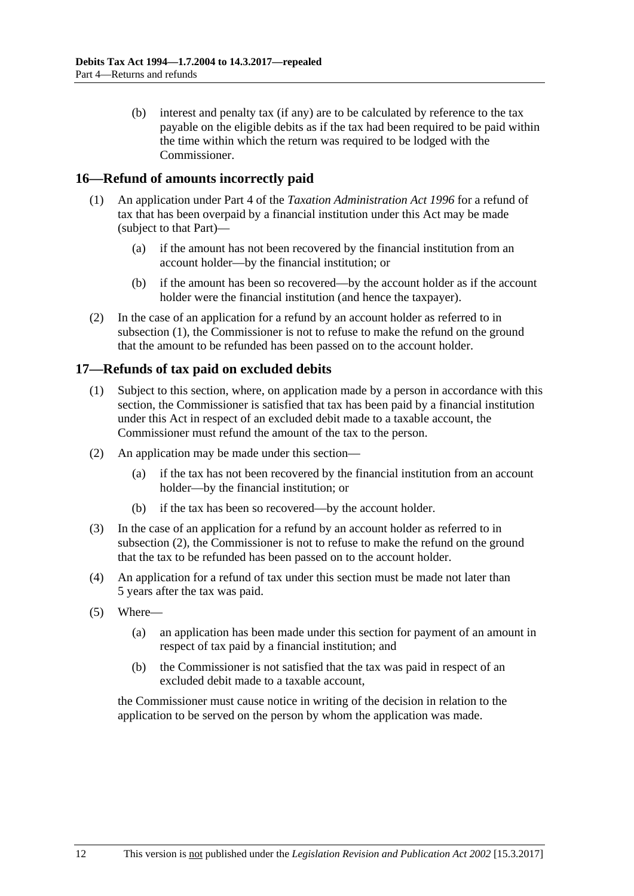(b) interest and penalty tax (if any) are to be calculated by reference to the tax payable on the eligible debits as if the tax had been required to be paid within the time within which the return was required to be lodged with the Commissioner.

## 16—Refund of amounts incorrectly paid

(1) An application under Part 4 of the *Taxation Administration Act 1996* for a refund of tax that has been overpaid by a financial institution under this Act may be made (subject to that Part)—

(a) if the amount has not been recovered by the financial institution from an account holder—by the financial institution; or

(b) if the amount has been so recovered—by the account holder as if the account holder were the financial institution (and hence the taxpayer).

(2) In the case of an application for a refund by an account holder as referred to in subsection (1), the Commissioner is not to refuse to make the refund on the ground that the amount to be refunded has been passed on to the account holder.

## 17—Refunds of tax paid on excluded debits

(1) Subject to this section, where, on application made by a person in accordance with this section, the Commissioner is satisfied that tax has been paid by a financial institution under this Act in respect of an excluded debit made to a taxable account, the Commissioner must refund the amount of the tax to the person.

(2) An application may be made under this section—

(a) if the tax has not been recovered by the financial institution from an account holder—by the financial institution; or

(b) if the tax has been so recovered—by the account holder.

(3) In the case of an application for a refund by an account holder as referred to in subsection (2), the Commissioner is not to refuse to make the refund on the ground that the tax to be refunded has been passed on to the account holder.

(4) An application for a refund of tax under this section must be made not later than 5 years after the tax was paid.

(5) Where—

(a) an application has been made under this section for payment of an amount in respect of tax paid by a financial institution; and

(b) the Commissioner is not satisfied that the tax was paid in respect of an excluded debit made to a taxable account,

the Commissioner must cause notice in writing of the decision in relation to the application to be served on the person by whom the application was made.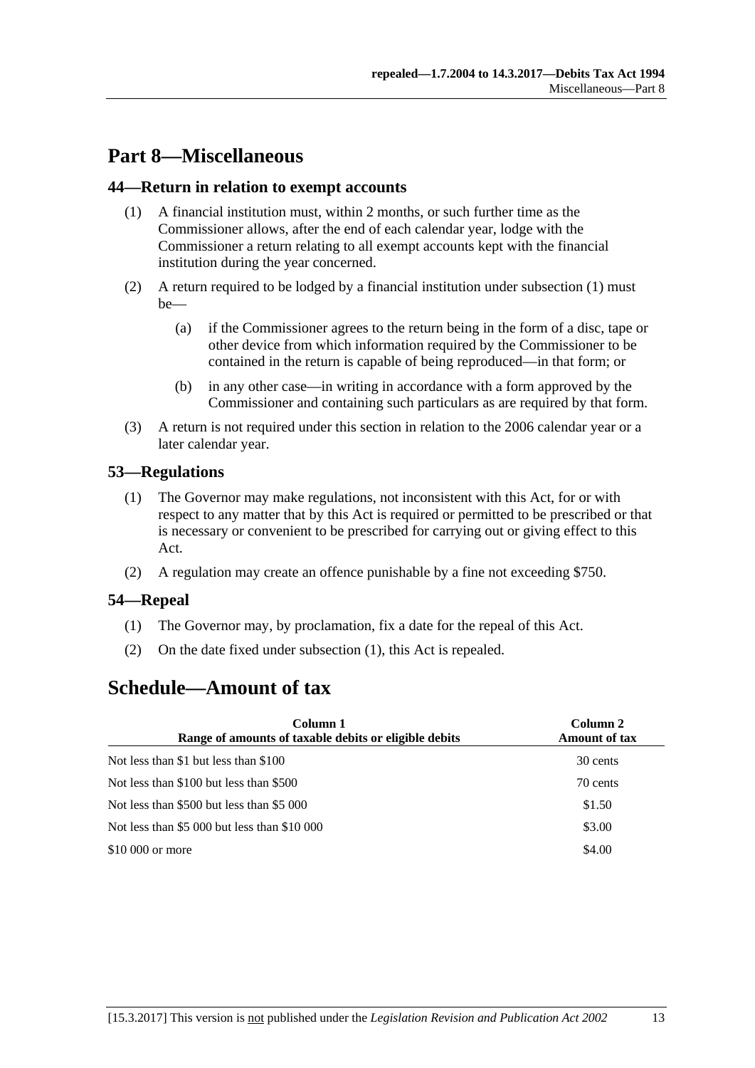# Part 8—Miscellaneous

## 44—Return in relation to exempt accounts

(1) A financial institution must, within 2 months, or such further time as the Commissioner allows, after the end of each calendar year, lodge with the Commissioner a return relating to all exempt accounts kept with the financial institution during the year concerned.

(2) A return required to be lodged by a financial institution under subsection (1) must be—

(a) if the Commissioner agrees to the return being in the form of a disc, tape or other device from which information required by the Commissioner to be contained in the return is capable of being reproduced—in that form; or

(b) in any other case—in writing in accordance with a form approved by the Commissioner and containing such particulars as are required by that form.

(3) A return is not required under this section in relation to the 2006 calendar year or a later calendar year.

## 53—Regulations

(1) The Governor may make regulations, not inconsistent with this Act, for or with respect to any matter that by this Act is required or permitted to be prescribed or that is necessary or convenient to be prescribed for carrying out or giving effect to this Act.

(2) A regulation may create an offence punishable by a fine not exceeding $750.

## 54—Repeal

(1) The Governor may, by proclamation, fix a date for the repeal of this Act.

(2) On the date fixed under subsection (1), this Act is repealed.

# Schedule—Amount of tax

| Column 1<br>Range of amounts of taxable debits or eligible debits | Column 2<br>Amount of tax |
|---|---|
| Not less than $1 but less than $100 | 30 cents |
| Not less than $100 but less than $500 | 70 cents |
| Not less than $500 but less than $5 000 | $1.50 |
| Not less than $5 000 but less than $10 000 | $3.00 |
| $10 000 or more | $4.00 |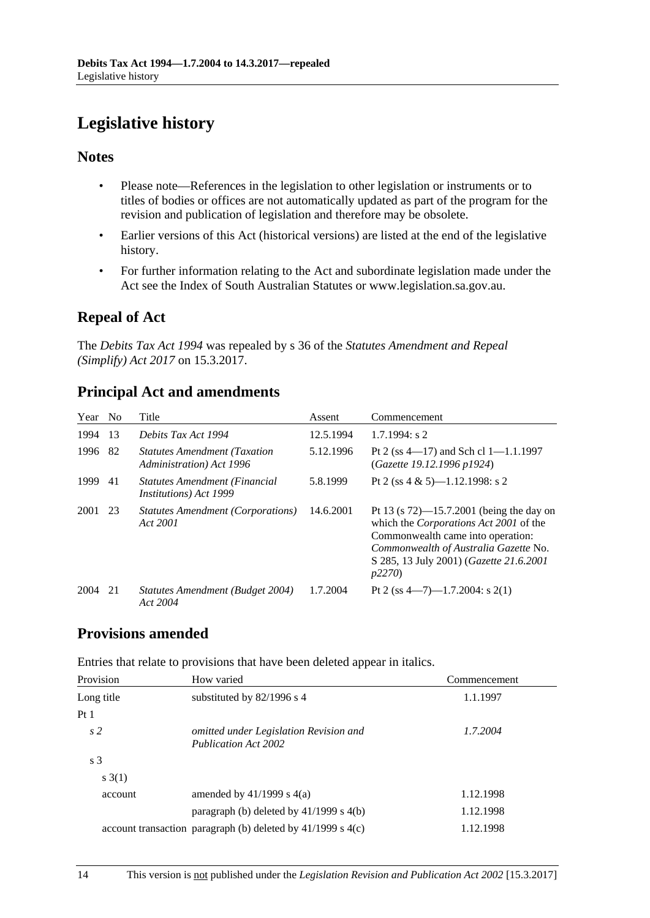# Legislative history

## Notes

- Please note—References in the legislation to other legislation or instruments or to titles of bodies or offices are not automatically updated as part of the program for the revision and publication of legislation and therefore may be obsolete.
- Earlier versions of this Act (historical versions) are listed at the end of the legislative history.
- For further information relating to the Act and subordinate legislation made under the Act see the Index of South Australian Statutes or www.legislation.sa.gov.au.

## Repeal of Act

The *Debits Tax Act 1994* was repealed by s 36 of the *Statutes Amendment and Repeal (Simplify) Act 2017* on 15.3.2017.

## Principal Act and amendments

| Year | No | Title | Assent | Commencement |
|---|---|---|---|---|
| 1994 | 13 | *Debits Tax Act 1994* | 12.5.1994 | 1.7.1994: s 2 |
| 1996 | 82 | *Statutes Amendment (Taxation Administration) Act 1996* | 5.12.1996 | Pt 2 (ss 4—17) and Sch cl 1—1.1.1997 (*Gazette 19.12.1996 p1924*) |
| 1999 | 41 | *Statutes Amendment (Financial Institutions) Act 1999* | 5.8.1999 | Pt 2 (ss 4 & 5)—1.12.1998: s 2 |
| 2001 | 23 | *Statutes Amendment (Corporations) Act 2001* | 14.6.2001 | Pt 13 (s 72)—15.7.2001 (being the day on which the *Corporations Act 2001* of the Commonwealth came into operation: *Commonwealth of Australia Gazette* No. S 285, 13 July 2001) (*Gazette 21.6.2001 p2270*) |
| 2004 | 21 | *Statutes Amendment (Budget 2004) Act 2004* | 1.7.2004 | Pt 2 (ss 4—7)—1.7.2004: s 2(1) |

## Provisions amended

Entries that relate to provisions that have been deleted appear in italics.

| Provision | How varied | Commencement |
|---|---|---|
| Long title | substituted by 82/1996 s 4 | 1.1.1997 |
| Pt 1 | | |
| *s 2* | *omitted under Legislation Revision and Publication Act 2002* | *1.7.2004* |
| s 3 | | |
| s 3(1) | | |
| account | amended by 41/1999 s 4(a) | 1.12.1998 |
| | paragraph (b) deleted by 41/1999 s 4(b) | 1.12.1998 |
| account transaction | paragraph (b) deleted by 41/1999 s 4(c) | 1.12.1998 |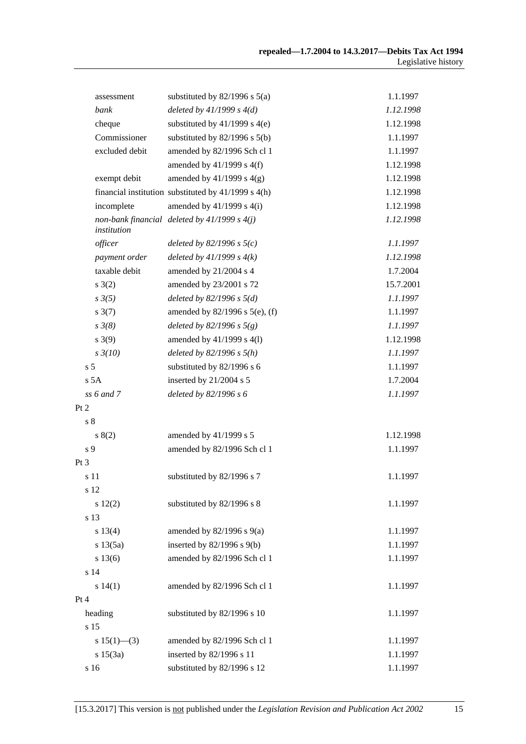| | | |
|---|---|---|
| assessment | substituted by 82/1996 s 5(a) | 1.1.1997 |
| *bank* | *deleted by 41/1999 s 4(d)* | *1.12.1998* |
| cheque | substituted by 41/1999 s 4(e) | 1.12.1998 |
| Commissioner | substituted by 82/1996 s 5(b) | 1.1.1997 |
| excluded debit | amended by 82/1996 Sch cl 1 | 1.1.1997 |
| | amended by 41/1999 s 4(f) | 1.12.1998 |
| exempt debit | amended by 41/1999 s 4(g) | 1.12.1998 |
| financial institution | substituted by 41/1999 s 4(h) | 1.12.1998 |
| incomplete | amended by 41/1999 s 4(i) | 1.12.1998 |
| *non-bank financial institution* | *deleted by 41/1999 s 4(j)* | *1.12.1998* |
| *officer* | *deleted by 82/1996 s 5(c)* | *1.1.1997* |
| *payment order* | *deleted by 41/1999 s 4(k)* | *1.12.1998* |
| taxable debit | amended by 21/2004 s 4 | 1.7.2004 |
| s 3(2) | amended by 23/2001 s 72 | 15.7.2001 |
| *s 3(5)* | *deleted by 82/1996 s 5(d)* | *1.1.1997* |
| s 3(7) | amended by 82/1996 s 5(e), (f) | 1.1.1997 |
| *s 3(8)* | *deleted by 82/1996 s 5(g)* | *1.1.1997* |
| s 3(9) | amended by 41/1999 s 4(l) | 1.12.1998 |
| *s 3(10)* | *deleted by 82/1996 s 5(h)* | *1.1.1997* |
| s 5 | substituted by 82/1996 s 6 | 1.1.1997 |
| s 5A | inserted by 21/2004 s 5 | 1.7.2004 |
| *ss 6 and 7* | *deleted by 82/1996 s 6* | *1.1.1997* |
| Pt 2 | | |
| s 8 | | |
| s 8(2) | amended by 41/1999 s 5 | 1.12.1998 |
| s 9 | amended by 82/1996 Sch cl 1 | 1.1.1997 |
| Pt 3 | | |
| s 11 | substituted by 82/1996 s 7 | 1.1.1997 |
| s 12 | | |
| s 12(2) | substituted by 82/1996 s 8 | 1.1.1997 |
| s 13 | | |
| s 13(4) | amended by 82/1996 s 9(a) | 1.1.1997 |
| s 13(5a) | inserted by 82/1996 s 9(b) | 1.1.1997 |
| s 13(6) | amended by 82/1996 Sch cl 1 | 1.1.1997 |
| s 14 | | |
| s 14(1) | amended by 82/1996 Sch cl 1 | 1.1.1997 |
| Pt 4 | | |
| heading | substituted by 82/1996 s 10 | 1.1.1997 |
| s 15 | | |
| s 15(1)—(3) | amended by 82/1996 Sch cl 1 | 1.1.1997 |
| s 15(3a) | inserted by 82/1996 s 11 | 1.1.1997 |
| s 16 | substituted by 82/1996 s 12 | 1.1.1997 |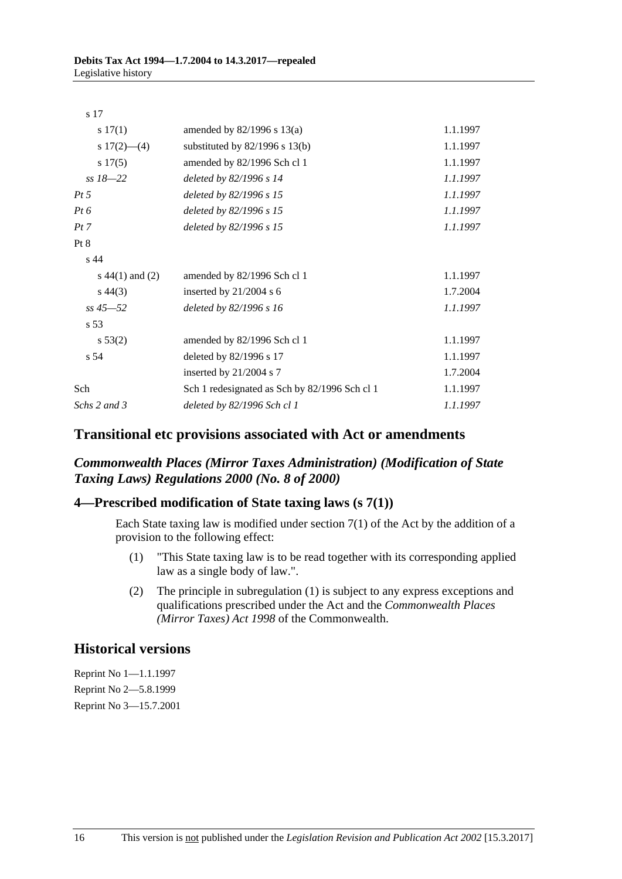| | | |
|---|---|---|
| s 17 | | |
| s 17(1) | amended by 82/1996 s 13(a) | 1.1.1997 |
| s 17(2)—(4) | substituted by 82/1996 s 13(b) | 1.1.1997 |
| s 17(5) | amended by 82/1996 Sch cl 1 | 1.1.1997 |
| *ss 18—22* | *deleted by 82/1996 s 14* | *1.1.1997* |
| *Pt 5* | *deleted by 82/1996 s 15* | *1.1.1997* |
| *Pt 6* | *deleted by 82/1996 s 15* | *1.1.1997* |
| *Pt 7* | *deleted by 82/1996 s 15* | *1.1.1997* |
| Pt 8 | | |
| s 44 | | |
| s 44(1) and (2) | amended by 82/1996 Sch cl 1 | 1.1.1997 |
| s 44(3) | inserted by 21/2004 s 6 | 1.7.2004 |
| *ss 45—52* | *deleted by 82/1996 s 16* | *1.1.1997* |
| s 53 | | |
| s 53(2) | amended by 82/1996 Sch cl 1 | 1.1.1997 |
| s 54 | deleted by 82/1996 s 17 | 1.1.1997 |
| | inserted by 21/2004 s 7 | 1.7.2004 |
| Sch | Sch 1 redesignated as Sch by 82/1996 Sch cl 1 | 1.1.1997 |
| *Schs 2 and 3* | *deleted by 82/1996 Sch cl 1* | *1.1.1997* |

## Transitional etc provisions associated with Act or amendments

### *Commonwealth Places (Mirror Taxes Administration) (Modification of State Taxing Laws) Regulations 2000 (No. 8 of 2000)*

### 4—Prescribed modification of State taxing laws (s 7(1))

Each State taxing law is modified under section 7(1) of the Act by the addition of a provision to the following effect:

(1) "This State taxing law is to be read together with its corresponding applied law as a single body of law.".

(2) The principle in subregulation (1) is subject to any express exceptions and qualifications prescribed under the Act and the *Commonwealth Places (Mirror Taxes) Act 1998* of the Commonwealth.

## Historical versions

Reprint No 1—1.1.1997

Reprint No 2—5.8.1999

Reprint No 3—15.7.2001